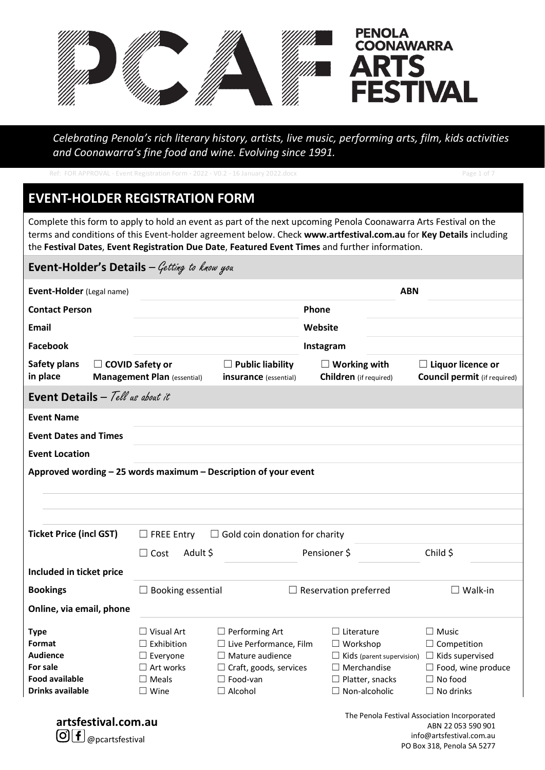# PENOLA COONAWARRA ARTS FESTIVAL

*Celebrating Penola's rich literary history, artists, live music, performing arts, film, kids activities and Coonawarra's fine food and wine. Evolving since 1991.*

Ref: FOR APPROVAL - Event Registration Form - 2022 - V0.2 - 16 January 2022.docx

## EVENT-HOLDER REGISTRATION FORM

Complete this form to apply to hold an event as part of the next upcoming Penola Coonawarra Arts Festival on the terms and conditions of this Event-holder agreement below. Check **www.artfestival.com.au** for **Key Details** including the **Festival Dates**, **Event Registration Due Date**, **Featured Event Times** and further information.

### Event-Holder's Details – *Getting to know you*

| | | | |
|---|---|---|---|
| **Event-Holder** (Legal name) | | **ABN** | |
| **Contact Person** | | **Phone** | |
| **Email** | | **Website** | |
| **Facebook** | | **Instagram** | |

**Safety plans in place**
- ☐ **COVID Safety or Management Plan** (essential)
- ☐ **Public liability insurance** (essential)
- ☐ **Working with Children** (if required)
- ☐ **Liquor licence or Council permit** (if required)

### Event Details – *Tell us about it*

| | |
|---|---|
| **Event Name** | |
| **Event Dates and Times** | |
| **Event Location** | |

**Approved wording – 25 words maximum – Description of your event**

| | | | |
|---|---|---|---|
| **Ticket Price (incl GST)** | ☐ FREE Entry | ☐ Gold coin donation for charity | |
| | ☐ Cost Adult $ | Pensioner $ | Child $ |
| **Included in ticket price** | | | |
| **Bookings** | ☐ Booking essential | ☐ Reservation preferred | ☐ Walk-in |
| **Online, via email, phone** | | | |

| | | | | |
|---|---|---|---|---|
| **Type** | ☐ Visual Art | ☐ Performing Art | ☐ Literature | ☐ Music |
| **Format** | ☐ Exhibition | ☐ Live Performance, Film | ☐ Workshop | ☐ Competition |
| **Audience** | ☐ Everyone | ☐ Mature audience | ☐ Kids (parent supervision) | ☐ Kids supervised |
| **For sale** | ☐ Art works | ☐ Craft, goods, services | ☐ Merchandise | ☐ Food, wine produce |
| **Food available** | ☐ Meals | ☐ Food-van | ☐ Platter, snacks | ☐ No food |
| **Drinks available** | ☐ Wine | ☐ Alcohol | ☐ Non-alcoholic | ☐ No drinks |

**artsfestival.com.au**
@pcartsfestival

The Penola Festival Association Incorporated
ABN 22 053 590 901
info@artsfestival.com.au
PO Box 318, Penola SA 5277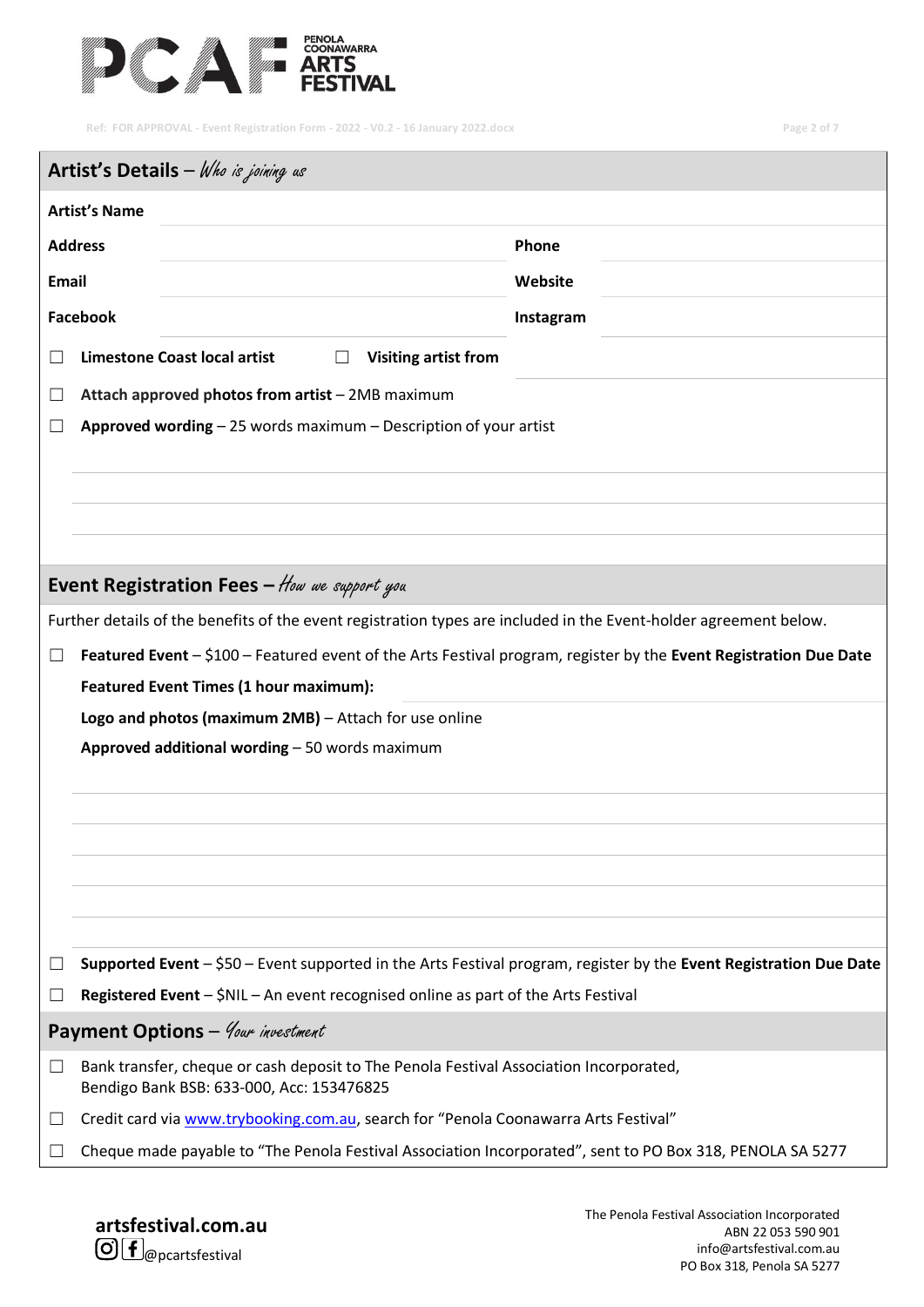## Artist's Details – *Who is joining us*

**Artist's Name**

**Address** | **Phone**

**Email** | **Website**

**Facebook** | **Instagram**

☐ **Limestone Coast local artist** ☐ **Visiting artist from**

☐ **Attach approved photos from artist** – 2MB maximum

☐ **Approved wording** – 25 words maximum – Description of your artist

## Event Registration Fees – *How we support you*

Further details of the benefits of the event registration types are included in the Event-holder agreement below.

☐ **Featured Event** – $100 – Featured event of the Arts Festival program, register by the **Event Registration Due Date**

**Featured Event Times (1 hour maximum):**

**Logo and photos (maximum 2MB)** – Attach for use online

**Approved additional wording** – 50 words maximum

☐ **Supported Event** – $50 – Event supported in the Arts Festival program, register by the **Event Registration Due Date**

☐ **Registered Event** – $NIL – An event recognised online as part of the Arts Festival

## Payment Options – *Your investment*

☐ Bank transfer, cheque or cash deposit to The Penola Festival Association Incorporated, Bendigo Bank BSB: 633-000, Acc: 153476825

☐ Credit card via www.trybooking.com.au, search for "Penola Coonawarra Arts Festival"

☐ Cheque made payable to "The Penola Festival Association Incorporated", sent to PO Box 318, PENOLA SA 5277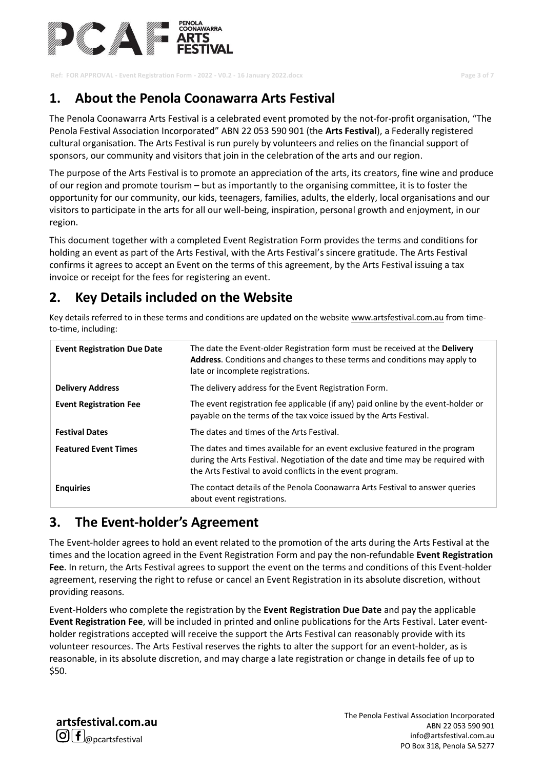## 1. About the Penola Coonawarra Arts Festival

The Penola Coonawarra Arts Festival is a celebrated event promoted by the not-for-profit organisation, "The Penola Festival Association Incorporated" ABN 22 053 590 901 (the **Arts Festival**), a Federally registered cultural organisation. The Arts Festival is run purely by volunteers and relies on the financial support of sponsors, our community and visitors that join in the celebration of the arts and our region.

The purpose of the Arts Festival is to promote an appreciation of the arts, its creators, fine wine and produce of our region and promote tourism – but as importantly to the organising committee, it is to foster the opportunity for our community, our kids, teenagers, families, adults, the elderly, local organisations and our visitors to participate in the arts for all our well-being, inspiration, personal growth and enjoyment, in our region.

This document together with a completed Event Registration Form provides the terms and conditions for holding an event as part of the Arts Festival, with the Arts Festival's sincere gratitude. The Arts Festival confirms it agrees to accept an Event on the terms of this agreement, by the Arts Festival issuing a tax invoice or receipt for the fees for registering an event.

## 2. Key Details included on the Website

Key details referred to in these terms and conditions are updated on the website www.artsfestival.com.au from time-to-time, including:

| | |
|---|---|
| **Event Registration Due Date** | The date the Event-older Registration form must be received at the **Delivery Address**. Conditions and changes to these terms and conditions may apply to late or incomplete registrations. |
| **Delivery Address** | The delivery address for the Event Registration Form. |
| **Event Registration Fee** | The event registration fee applicable (if any) paid online by the event-holder or payable on the terms of the tax voice issued by the Arts Festival. |
| **Festival Dates** | The dates and times of the Arts Festival. |
| **Featured Event Times** | The dates and times available for an event exclusive featured in the program during the Arts Festival. Negotiation of the date and time may be required with the Arts Festival to avoid conflicts in the event program. |
| **Enquiries** | The contact details of the Penola Coonawarra Arts Festival to answer queries about event registrations. |

## 3. The Event-holder's Agreement

The Event-holder agrees to hold an event related to the promotion of the arts during the Arts Festival at the times and the location agreed in the Event Registration Form and pay the non-refundable **Event Registration Fee**. In return, the Arts Festival agrees to support the event on the terms and conditions of this Event-holder agreement, reserving the right to refuse or cancel an Event Registration in its absolute discretion, without providing reasons.

Event-Holders who complete the registration by the **Event Registration Due Date** and pay the applicable **Event Registration Fee**, will be included in printed and online publications for the Arts Festival. Later event-holder registrations accepted will receive the support the Arts Festival can reasonably provide with its volunteer resources. The Arts Festival reserves the rights to alter the support for an event-holder, as is reasonable, in its absolute discretion, and may charge a late registration or change in details fee of up to $50.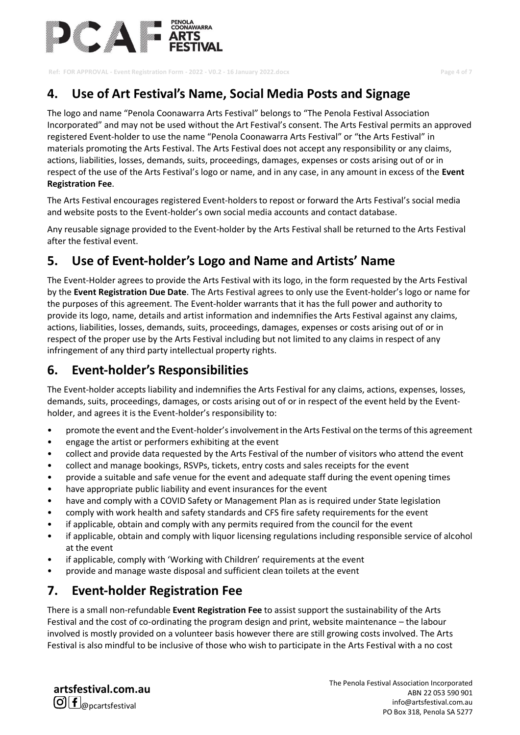## 4. Use of Art Festival's Name, Social Media Posts and Signage

The logo and name "Penola Coonawarra Arts Festival" belongs to "The Penola Festival Association Incorporated" and may not be used without the Art Festival's consent. The Arts Festival permits an approved registered Event-holder to use the name "Penola Coonawarra Arts Festival" or "the Arts Festival" in materials promoting the Arts Festival. The Arts Festival does not accept any responsibility or any claims, actions, liabilities, losses, demands, suits, proceedings, damages, expenses or costs arising out of or in respect of the use of the Arts Festival's logo or name, and in any case, in any amount in excess of the **Event Registration Fee**.

The Arts Festival encourages registered Event-holders to repost or forward the Arts Festival's social media and website posts to the Event-holder's own social media accounts and contact database.

Any reusable signage provided to the Event-holder by the Arts Festival shall be returned to the Arts Festival after the festival event.

## 5. Use of Event-holder's Logo and Name and Artists' Name

The Event-Holder agrees to provide the Arts Festival with its logo, in the form requested by the Arts Festival by the **Event Registration Due Date**. The Arts Festival agrees to only use the Event-holder's logo or name for the purposes of this agreement. The Event-holder warrants that it has the full power and authority to provide its logo, name, details and artist information and indemnifies the Arts Festival against any claims, actions, liabilities, losses, demands, suits, proceedings, damages, expenses or costs arising out of or in respect of the proper use by the Arts Festival including but not limited to any claims in respect of any infringement of any third party intellectual property rights.

## 6. Event-holder's Responsibilities

The Event-holder accepts liability and indemnifies the Arts Festival for any claims, actions, expenses, losses, demands, suits, proceedings, damages, or costs arising out of or in respect of the event held by the Event-holder, and agrees it is the Event-holder's responsibility to:

- promote the event and the Event-holder's involvement in the Arts Festival on the terms of this agreement
- engage the artist or performers exhibiting at the event
- collect and provide data requested by the Arts Festival of the number of visitors who attend the event
- collect and manage bookings, RSVPs, tickets, entry costs and sales receipts for the event
- provide a suitable and safe venue for the event and adequate staff during the event opening times
- have appropriate public liability and event insurances for the event
- have and comply with a COVID Safety or Management Plan as is required under State legislation
- comply with work health and safety standards and CFS fire safety requirements for the event
- if applicable, obtain and comply with any permits required from the council for the event
- if applicable, obtain and comply with liquor licensing regulations including responsible service of alcohol at the event
- if applicable, comply with 'Working with Children' requirements at the event
- provide and manage waste disposal and sufficient clean toilets at the event

## 7. Event-holder Registration Fee

There is a small non-refundable **Event Registration Fee** to assist support the sustainability of the Arts Festival and the cost of co-ordinating the program design and print, website maintenance – the labour involved is mostly provided on a volunteer basis however there are still growing costs involved. The Arts Festival is also mindful to be inclusive of those who wish to participate in the Arts Festival with a no cost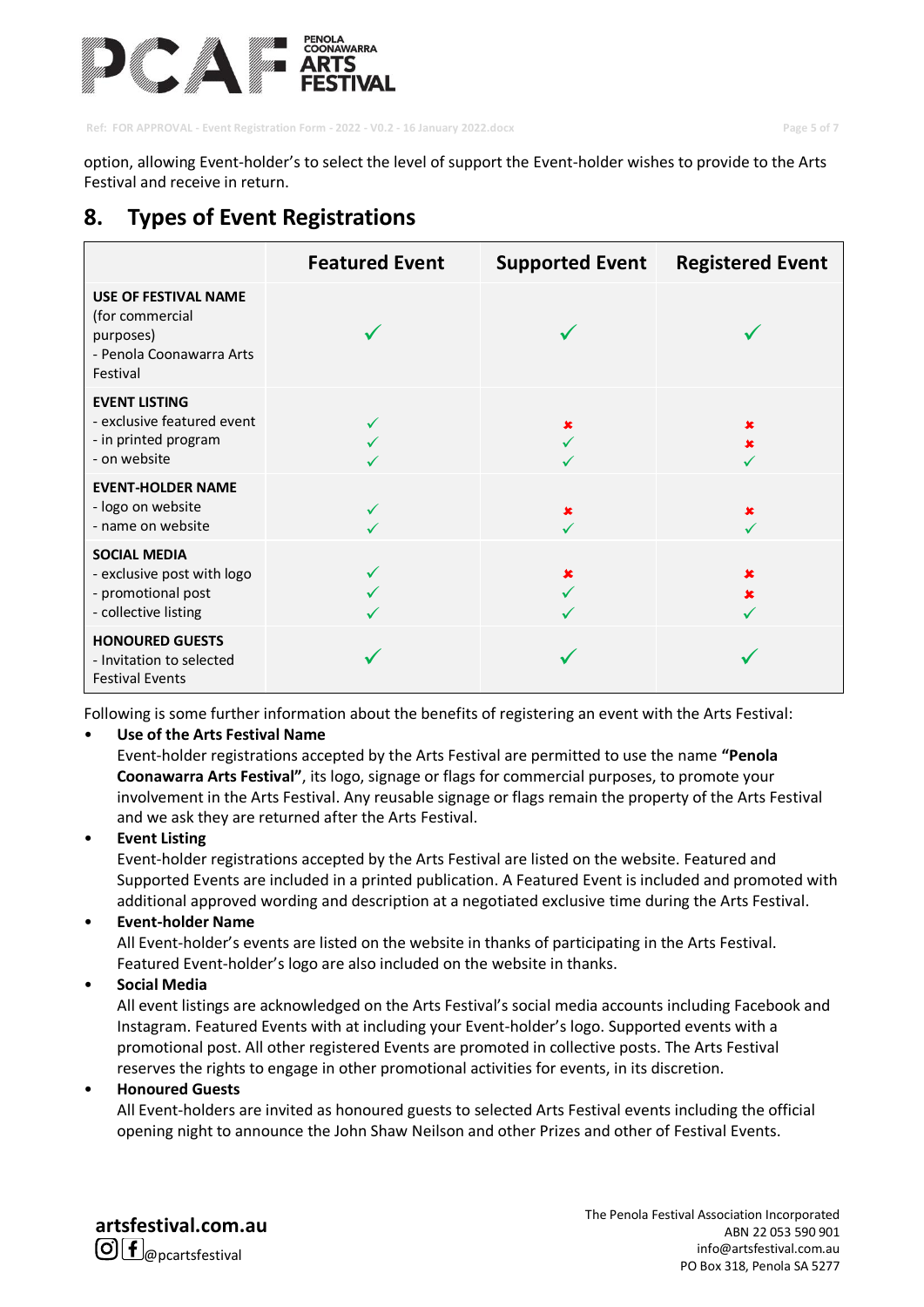option, allowing Event-holder's to select the level of support the Event-holder wishes to provide to the Arts Festival and receive in return.

## 8. Types of Event Registrations

| | Featured Event | Supported Event | Registered Event |
|---|---|---|---|
| **USE OF FESTIVAL NAME** (for commercial purposes)<br>- Penola Coonawarra Arts Festival | ✓ | ✓ | ✓ |
| **EVENT LISTING**<br>- exclusive featured event<br>- in printed program<br>- on website | ✓<br>✓<br>✓ | ✗<br>✓<br>✓ | ✗<br>✗<br>✓ |
| **EVENT-HOLDER NAME**<br>- logo on website<br>- name on website | ✓<br>✓ | ✗<br>✓ | ✗<br>✓ |
| **SOCIAL MEDIA**<br>- exclusive post with logo<br>- promotional post<br>- collective listing | ✓<br>✓<br>✓ | ✗<br>✓<br>✓ | ✗<br>✗<br>✓ |
| **HONOURED GUESTS**<br>- Invitation to selected Festival Events | ✓ | ✓ | ✓ |

Following is some further information about the benefits of registering an event with the Arts Festival:

- **Use of the Arts Festival Name**
  Event-holder registrations accepted by the Arts Festival are permitted to use the name **"Penola Coonawarra Arts Festival"**, its logo, signage or flags for commercial purposes, to promote your involvement in the Arts Festival. Any reusable signage or flags remain the property of the Arts Festival and we ask they are returned after the Arts Festival.
- **Event Listing**
  Event-holder registrations accepted by the Arts Festival are listed on the website. Featured and Supported Events are included in a printed publication. A Featured Event is included and promoted with additional approved wording and description at a negotiated exclusive time during the Arts Festival.
- **Event-holder Name**
  All Event-holder's events are listed on the website in thanks of participating in the Arts Festival. Featured Event-holder's logo are also included on the website in thanks.
- **Social Media**
  All event listings are acknowledged on the Arts Festival's social media accounts including Facebook and Instagram. Featured Events with at including your Event-holder's logo. Supported events with a promotional post. All other registered Events are promoted in collective posts. The Arts Festival reserves the rights to engage in other promotional activities for events, in its discretion.
- **Honoured Guests**
  All Event-holders are invited as honoured guests to selected Arts Festival events including the official opening night to announce the John Shaw Neilson and other Prizes and other of Festival Events.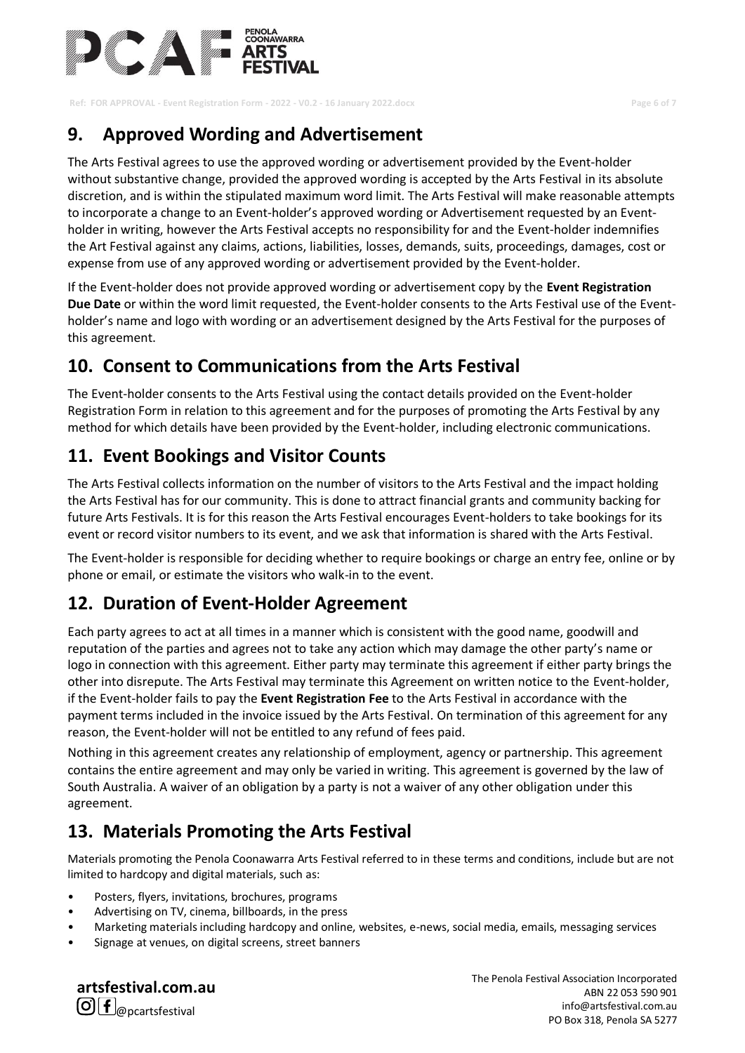## 9. Approved Wording and Advertisement

The Arts Festival agrees to use the approved wording or advertisement provided by the Event-holder without substantive change, provided the approved wording is accepted by the Arts Festival in its absolute discretion, and is within the stipulated maximum word limit. The Arts Festival will make reasonable attempts to incorporate a change to an Event-holder's approved wording or Advertisement requested by an Event-holder in writing, however the Arts Festival accepts no responsibility for and the Event-holder indemnifies the Art Festival against any claims, actions, liabilities, losses, demands, suits, proceedings, damages, cost or expense from use of any approved wording or advertisement provided by the Event-holder.

If the Event-holder does not provide approved wording or advertisement copy by the **Event Registration Due Date** or within the word limit requested, the Event-holder consents to the Arts Festival use of the Event-holder's name and logo with wording or an advertisement designed by the Arts Festival for the purposes of this agreement.

## 10. Consent to Communications from the Arts Festival

The Event-holder consents to the Arts Festival using the contact details provided on the Event-holder Registration Form in relation to this agreement and for the purposes of promoting the Arts Festival by any method for which details have been provided by the Event-holder, including electronic communications.

## 11. Event Bookings and Visitor Counts

The Arts Festival collects information on the number of visitors to the Arts Festival and the impact holding the Arts Festival has for our community. This is done to attract financial grants and community backing for future Arts Festivals. It is for this reason the Arts Festival encourages Event-holders to take bookings for its event or record visitor numbers to its event, and we ask that information is shared with the Arts Festival.

The Event-holder is responsible for deciding whether to require bookings or charge an entry fee, online or by phone or email, or estimate the visitors who walk-in to the event.

## 12. Duration of Event-Holder Agreement

Each party agrees to act at all times in a manner which is consistent with the good name, goodwill and reputation of the parties and agrees not to take any action which may damage the other party's name or logo in connection with this agreement. Either party may terminate this agreement if either party brings the other into disrepute. The Arts Festival may terminate this Agreement on written notice to the Event-holder, if the Event-holder fails to pay the **Event Registration Fee** to the Arts Festival in accordance with the payment terms included in the invoice issued by the Arts Festival. On termination of this agreement for any reason, the Event-holder will not be entitled to any refund of fees paid.

Nothing in this agreement creates any relationship of employment, agency or partnership. This agreement contains the entire agreement and may only be varied in writing. This agreement is governed by the law of South Australia. A waiver of an obligation by a party is not a waiver of any other obligation under this agreement.

## 13. Materials Promoting the Arts Festival

Materials promoting the Penola Coonawarra Arts Festival referred to in these terms and conditions, include but are not limited to hardcopy and digital materials, such as:

- Posters, flyers, invitations, brochures, programs
- Advertising on TV, cinema, billboards, in the press
- Marketing materials including hardcopy and online, websites, e-news, social media, emails, messaging services
- Signage at venues, on digital screens, street banners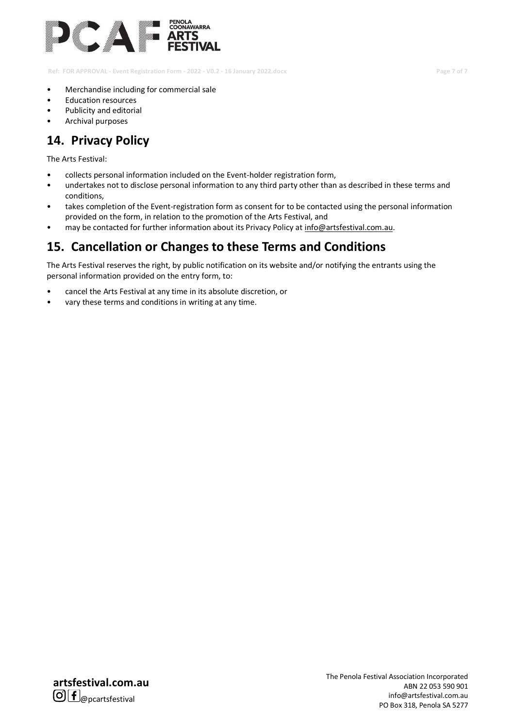- Merchandise including for commercial sale
- Education resources
- Publicity and editorial
- Archival purposes

## 14. Privacy Policy

The Arts Festival:

- collects personal information included on the Event-holder registration form,
- undertakes not to disclose personal information to any third party other than as described in these terms and conditions,
- takes completion of the Event-registration form as consent for to be contacted using the personal information provided on the form, in relation to the promotion of the Arts Festival, and
- may be contacted for further information about its Privacy Policy at info@artsfestival.com.au.

## 15. Cancellation or Changes to these Terms and Conditions

The Arts Festival reserves the right, by public notification on its website and/or notifying the entrants using the personal information provided on the entry form, to:

- cancel the Arts Festival at any time in its absolute discretion, or
- vary these terms and conditions in writing at any time.